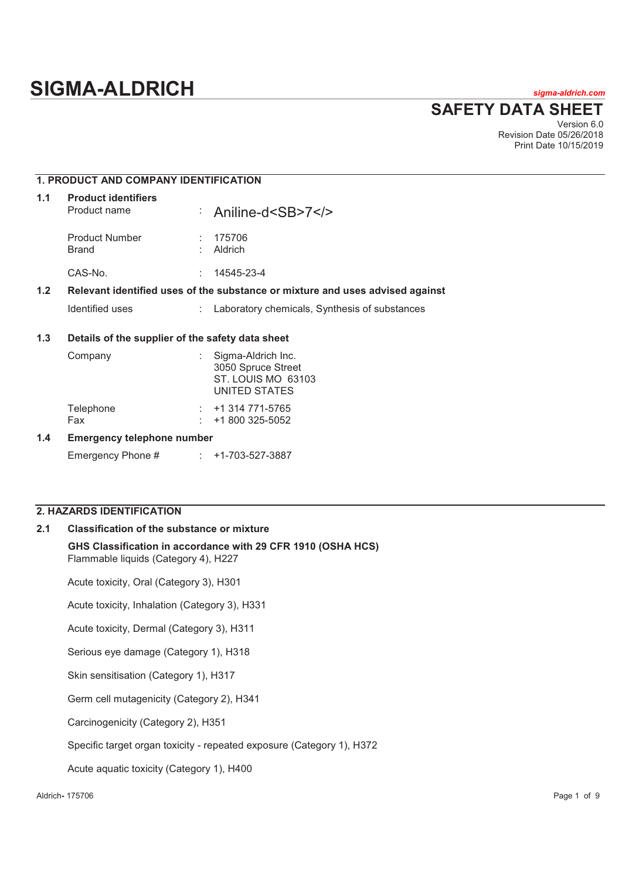# SIGMA-ALDRICH

*sigma-aldrich.com*

## SAFETY DATA SHEET

Version 6.0
Revision Date 05/26/2018
Print Date 10/15/2019

## 1. PRODUCT AND COMPANY IDENTIFICATION

### 1.1 Product identifiers

| | | |
|---|---|---|
| Product name | : | Aniline-d<SB>7</> |
| Product Number | : | 175706 |
| Brand | : | Aldrich |
| CAS-No. | : | 14545-23-4 |

### 1.2 Relevant identified uses of the substance or mixture and uses advised against

| | | |
|---|---|---|
| Identified uses | : | Laboratory chemicals, Synthesis of substances |

### 1.3 Details of the supplier of the safety data sheet

| | | |
|---|---|---|
| Company | : | Sigma-Aldrich Inc.<br>3050 Spruce Street<br>ST. LOUIS MO 63103<br>UNITED STATES |
| Telephone | : | +1 314 771-5765 |
| Fax | : | +1 800 325-5052 |

### 1.4 Emergency telephone number

| | | |
|---|---|---|
| Emergency Phone # | : | +1-703-527-3887 |

## 2. HAZARDS IDENTIFICATION

### 2.1 Classification of the substance or mixture

**GHS Classification in accordance with 29 CFR 1910 (OSHA HCS)**

Flammable liquids (Category 4), H227

Acute toxicity, Oral (Category 3), H301

Acute toxicity, Inhalation (Category 3), H331

Acute toxicity, Dermal (Category 3), H311

Serious eye damage (Category 1), H318

Skin sensitisation (Category 1), H317

Germ cell mutagenicity (Category 2), H341

Carcinogenicity (Category 2), H351

Specific target organ toxicity - repeated exposure (Category 1), H372

Acute aquatic toxicity (Category 1), H400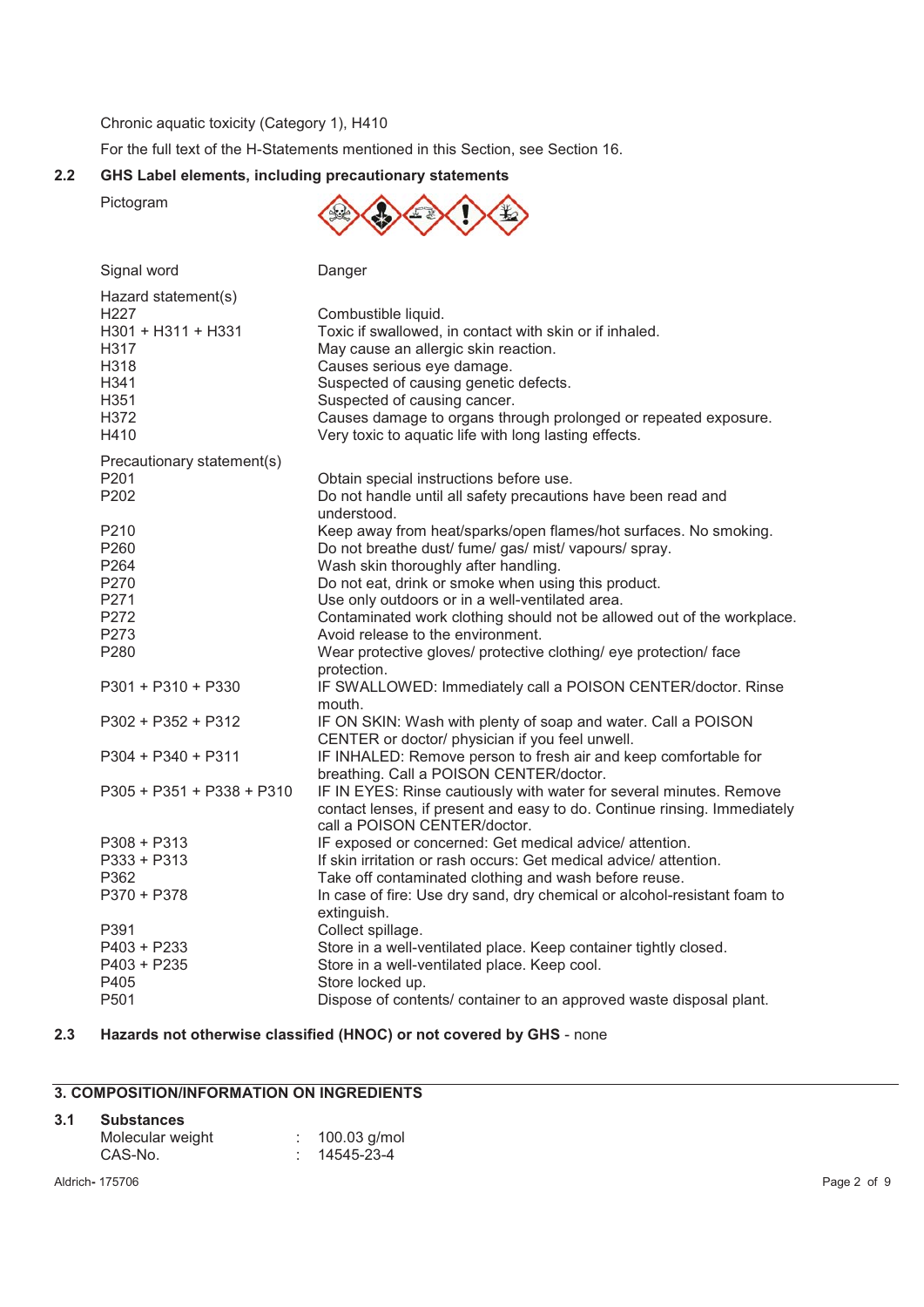Chronic aquatic toxicity (Category 1), H410

For the full text of the H-Statements mentioned in this Section, see Section 16.

## 2.2 GHS Label elements, including precautionary statements

Pictogram

| | |
|---|---|
| Signal word | Danger |

**Hazard statement(s)**

| | |
|---|---|
| H227 | Combustible liquid. |
| H301 + H311 + H331 | Toxic if swallowed, in contact with skin or if inhaled. |
| H317 | May cause an allergic skin reaction. |
| H318 | Causes serious eye damage. |
| H341 | Suspected of causing genetic defects. |
| H351 | Suspected of causing cancer. |
| H372 | Causes damage to organs through prolonged or repeated exposure. |
| H410 | Very toxic to aquatic life with long lasting effects. |

**Precautionary statement(s)**

| | |
|---|---|
| P201 | Obtain special instructions before use. |
| P202 | Do not handle until all safety precautions have been read and understood. |
| P210 | Keep away from heat/sparks/open flames/hot surfaces. No smoking. |
| P260 | Do not breathe dust/ fume/ gas/ mist/ vapours/ spray. |
| P264 | Wash skin thoroughly after handling. |
| P270 | Do not eat, drink or smoke when using this product. |
| P271 | Use only outdoors or in a well-ventilated area. |
| P272 | Contaminated work clothing should not be allowed out of the workplace. |
| P273 | Avoid release to the environment. |
| P280 | Wear protective gloves/ protective clothing/ eye protection/ face protection. |
| P301 + P310 + P330 | IF SWALLOWED: Immediately call a POISON CENTER/doctor. Rinse mouth. |
| P302 + P352 + P312 | IF ON SKIN: Wash with plenty of soap and water. Call a POISON CENTER or doctor/ physician if you feel unwell. |
| P304 + P340 + P311 | IF INHALED: Remove person to fresh air and keep comfortable for breathing. Call a POISON CENTER/doctor. |
| P305 + P351 + P338 + P310 | IF IN EYES: Rinse cautiously with water for several minutes. Remove contact lenses, if present and easy to do. Continue rinsing. Immediately call a POISON CENTER/doctor. |
| P308 + P313 | IF exposed or concerned: Get medical advice/ attention. |
| P333 + P313 | If skin irritation or rash occurs: Get medical advice/ attention. |
| P362 | Take off contaminated clothing and wash before reuse. |
| P370 + P378 | In case of fire: Use dry sand, dry chemical or alcohol-resistant foam to extinguish. |
| P391 | Collect spillage. |
| P403 + P233 | Store in a well-ventilated place. Keep container tightly closed. |
| P403 + P235 | Store in a well-ventilated place. Keep cool. |
| P405 | Store locked up. |
| P501 | Dispose of contents/ container to an approved waste disposal plant. |

## 2.3 Hazards not otherwise classified (HNOC) or not covered by GHS - none

# 3. COMPOSITION/INFORMATION ON INGREDIENTS

## 3.1 Substances

| | |
|---|---|
| Molecular weight | : 100.03 g/mol |
| CAS-No. | : 14545-23-4 |

Aldrich- 175706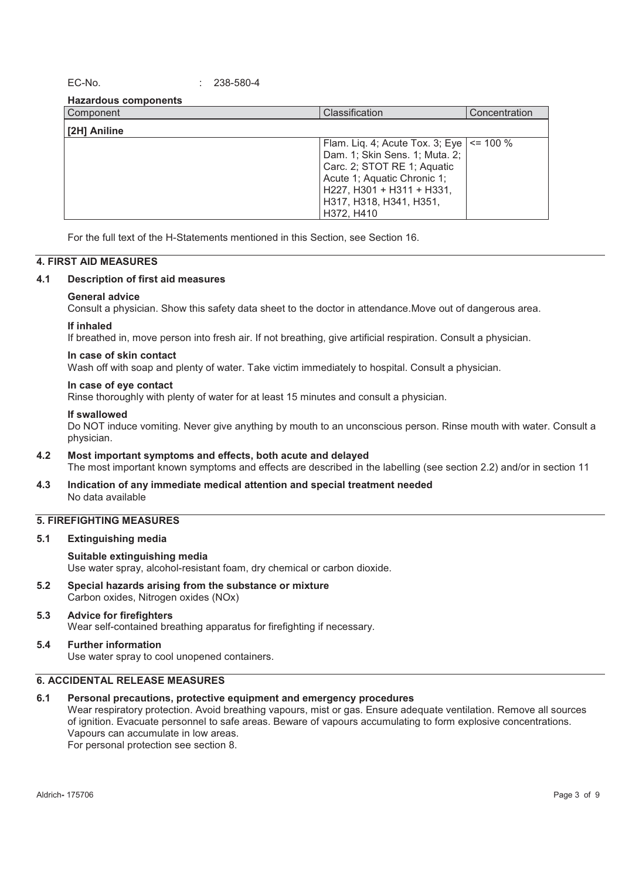EC-No. : 238-580-4

**Hazardous components**

| Component | Classification | Concentration |
|---|---|---|
| **[2H] Aniline** | | |
| | Flam. Liq. 4; Acute Tox. 3; Eye Dam. 1; Skin Sens. 1; Muta. 2; Carc. 2; STOT RE 1; Aquatic Acute 1; Aquatic Chronic 1; H227, H301 + H311 + H331, H317, H318, H341, H351, H372, H410 | <= 100 % |

For the full text of the H-Statements mentioned in this Section, see Section 16.

## 4. FIRST AID MEASURES

### 4.1 Description of first aid measures

**General advice**

Consult a physician. Show this safety data sheet to the doctor in attendance.Move out of dangerous area.

**If inhaled**

If breathed in, move person into fresh air. If not breathing, give artificial respiration. Consult a physician.

**In case of skin contact**

Wash off with soap and plenty of water. Take victim immediately to hospital. Consult a physician.

**In case of eye contact**

Rinse thoroughly with plenty of water for at least 15 minutes and consult a physician.

**If swallowed**

Do NOT induce vomiting. Never give anything by mouth to an unconscious person. Rinse mouth with water. Consult a physician.

### 4.2 Most important symptoms and effects, both acute and delayed

The most important known symptoms and effects are described in the labelling (see section 2.2) and/or in section 11

### 4.3 Indication of any immediate medical attention and special treatment needed

No data available

## 5. FIREFIGHTING MEASURES

### 5.1 Extinguishing media

**Suitable extinguishing media**

Use water spray, alcohol-resistant foam, dry chemical or carbon dioxide.

### 5.2 Special hazards arising from the substance or mixture

Carbon oxides, Nitrogen oxides (NOx)

### 5.3 Advice for firefighters

Wear self-contained breathing apparatus for firefighting if necessary.

### 5.4 Further information

Use water spray to cool unopened containers.

## 6. ACCIDENTAL RELEASE MEASURES

### 6.1 Personal precautions, protective equipment and emergency procedures

Wear respiratory protection. Avoid breathing vapours, mist or gas. Ensure adequate ventilation. Remove all sources of ignition. Evacuate personnel to safe areas. Beware of vapours accumulating to form explosive concentrations. Vapours can accumulate in low areas.

For personal protection see section 8.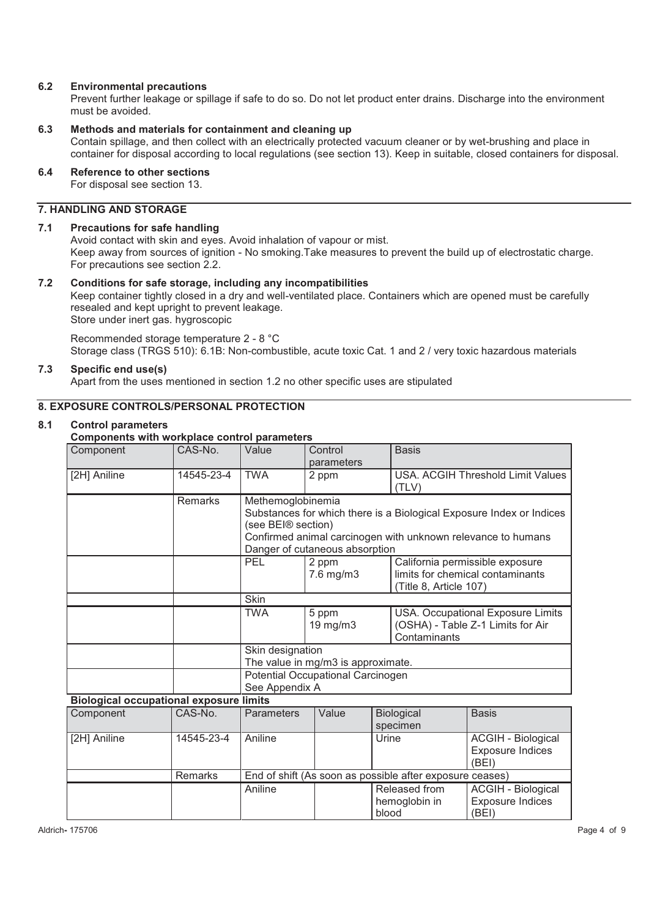### 6.2 Environmental precautions

Prevent further leakage or spillage if safe to do so. Do not let product enter drains. Discharge into the environment must be avoided.

### 6.3 Methods and materials for containment and cleaning up

Contain spillage, and then collect with an electrically protected vacuum cleaner or by wet-brushing and place in container for disposal according to local regulations (see section 13). Keep in suitable, closed containers for disposal.

### 6.4 Reference to other sections

For disposal see section 13.

## 7. HANDLING AND STORAGE

### 7.1 Precautions for safe handling

Avoid contact with skin and eyes. Avoid inhalation of vapour or mist.
Keep away from sources of ignition - No smoking.Take measures to prevent the build up of electrostatic charge.
For precautions see section 2.2.

### 7.2 Conditions for safe storage, including any incompatibilities

Keep container tightly closed in a dry and well-ventilated place. Containers which are opened must be carefully resealed and kept upright to prevent leakage.
Store under inert gas. hygroscopic

Recommended storage temperature 2 - 8 °C
Storage class (TRGS 510): 6.1B: Non-combustible, acute toxic Cat. 1 and 2 / very toxic hazardous materials

### 7.3 Specific end use(s)

Apart from the uses mentioned in section 1.2 no other specific uses are stipulated

## 8. EXPOSURE CONTROLS/PERSONAL PROTECTION

### 8.1 Control parameters

**Components with workplace control parameters**

| Component | CAS-No. | Value | Control parameters | Basis |
|---|---|---|---|---|
| [2H] Aniline | 14545-23-4 | TWA | 2 ppm | USA. ACGIH Threshold Limit Values (TLV) |
| | Remarks | Methemoglobinemia<br>Substances for which there is a Biological Exposure Index or Indices (see BEI® section)<br>Confirmed animal carcinogen with unknown relevance to humans<br>Danger of cutaneous absorption | | |
| | | PEL | 2 ppm<br>7.6 mg/m3 | California permissible exposure limits for chemical contaminants (Title 8, Article 107) |
| | | Skin | | |
| | | TWA | 5 ppm<br>19 mg/m3 | USA. Occupational Exposure Limits (OSHA) - Table Z-1 Limits for Air Contaminants |
| | | Skin designation<br>The value in mg/m3 is approximate. | | |
| | | Potential Occupational Carcinogen<br>See Appendix A | | |

**Biological occupational exposure limits**

| Component | CAS-No. | Parameters | Value | Biological specimen | Basis |
|---|---|---|---|---|---|
| [2H] Aniline | 14545-23-4 | Aniline | | Urine | ACGIH - Biological Exposure Indices (BEI) |
| | Remarks | End of shift (As soon as possible after exposure ceases) | | | |
| | | Aniline | | Released from hemoglobin in blood | ACGIH - Biological Exposure Indices (BEI) |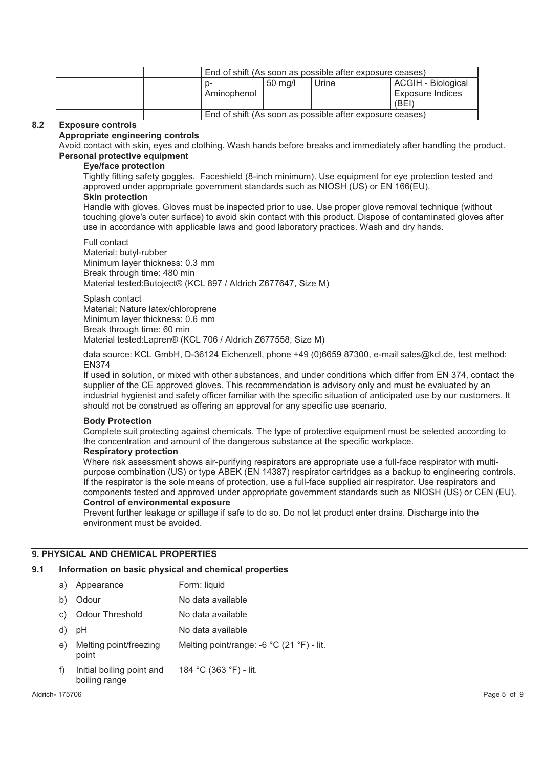| | | End of shift (As soon as possible after exposure ceases) | | | |
|---|---|---|---|---|---|
| | | p-Aminophenol | 50 mg/l | Urine | ACGIH - Biological Exposure Indices (BEI) |
| | | End of shift (As soon as possible after exposure ceases) | | | |

### 8.2 Exposure controls

**Appropriate engineering controls**

Avoid contact with skin, eyes and clothing. Wash hands before breaks and immediately after handling the product.

**Personal protective equipment**

**Eye/face protection**

Tightly fitting safety goggles. Faceshield (8-inch minimum). Use equipment for eye protection tested and approved under appropriate government standards such as NIOSH (US) or EN 166(EU).

**Skin protection**

Handle with gloves. Gloves must be inspected prior to use. Use proper glove removal technique (without touching glove's outer surface) to avoid skin contact with this product. Dispose of contaminated gloves after use in accordance with applicable laws and good laboratory practices. Wash and dry hands.

Full contact
Material: butyl-rubber
Minimum layer thickness: 0.3 mm
Break through time: 480 min
Material tested:Butoject® (KCL 897 / Aldrich Z677647, Size M)

Splash contact
Material: Nature latex/chloroprene
Minimum layer thickness: 0.6 mm
Break through time: 60 min
Material tested:Lapren® (KCL 706 / Aldrich Z677558, Size M)

data source: KCL GmbH, D-36124 Eichenzell, phone +49 (0)6659 87300, e-mail sales@kcl.de, test method: EN374

If used in solution, or mixed with other substances, and under conditions which differ from EN 374, contact the supplier of the CE approved gloves. This recommendation is advisory only and must be evaluated by an industrial hygienist and safety officer familiar with the specific situation of anticipated use by our customers. It should not be construed as offering an approval for any specific use scenario.

**Body Protection**

Complete suit protecting against chemicals, The type of protective equipment must be selected according to the concentration and amount of the dangerous substance at the specific workplace.

**Respiratory protection**

Where risk assessment shows air-purifying respirators are appropriate use a full-face respirator with multi-purpose combination (US) or type ABEK (EN 14387) respirator cartridges as a backup to engineering controls. If the respirator is the sole means of protection, use a full-face supplied air respirator. Use respirators and components tested and approved under appropriate government standards such as NIOSH (US) or CEN (EU).

**Control of environmental exposure**

Prevent further leakage or spillage if safe to do so. Do not let product enter drains. Discharge into the environment must be avoided.

## 9. PHYSICAL AND CHEMICAL PROPERTIES

### 9.1 Information on basic physical and chemical properties

a) Appearance — Form: liquid
b) Odour — No data available
c) Odour Threshold — No data available
d) pH — No data available
e) Melting point/freezing point — Melting point/range: -6 °C (21 °F) - lit.
f) Initial boiling point and boiling range — 184 °C (363 °F) - lit.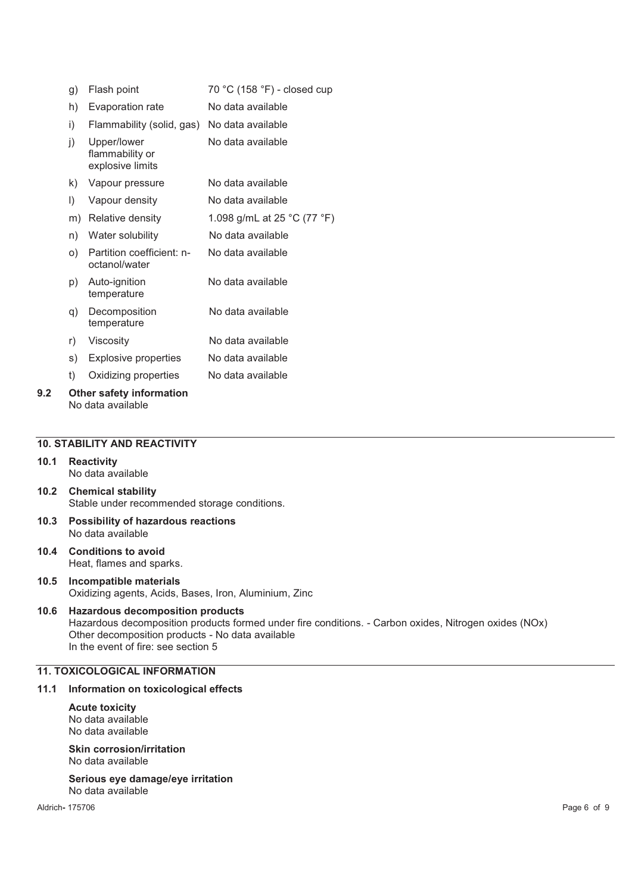| | | |
|---|---|---|
| g) | Flash point | 70 °C (158 °F) - closed cup |
| h) | Evaporation rate | No data available |
| i) | Flammability (solid, gas) | No data available |
| j) | Upper/lower flammability or explosive limits | No data available |
| k) | Vapour pressure | No data available |
| l) | Vapour density | No data available |
| m) | Relative density | 1.098 g/mL at 25 °C (77 °F) |
| n) | Water solubility | No data available |
| o) | Partition coefficient: n-octanol/water | No data available |
| p) | Auto-ignition temperature | No data available |
| q) | Decomposition temperature | No data available |
| r) | Viscosity | No data available |
| s) | Explosive properties | No data available |
| t) | Oxidizing properties | No data available |

**9.2 Other safety information**

No data available

## 10. STABILITY AND REACTIVITY

**10.1 Reactivity**

No data available

**10.2 Chemical stability**

Stable under recommended storage conditions.

**10.3 Possibility of hazardous reactions**

No data available

**10.4 Conditions to avoid**

Heat, flames and sparks.

**10.5 Incompatible materials**

Oxidizing agents, Acids, Bases, Iron, Aluminium, Zinc

**10.6 Hazardous decomposition products**

Hazardous decomposition products formed under fire conditions. - Carbon oxides, Nitrogen oxides (NOx)
Other decomposition products - No data available
In the event of fire: see section 5

## 11. TOXICOLOGICAL INFORMATION

**11.1 Information on toxicological effects**

**Acute toxicity**

No data available
No data available

**Skin corrosion/irritation**

No data available

**Serious eye damage/eye irritation**

No data available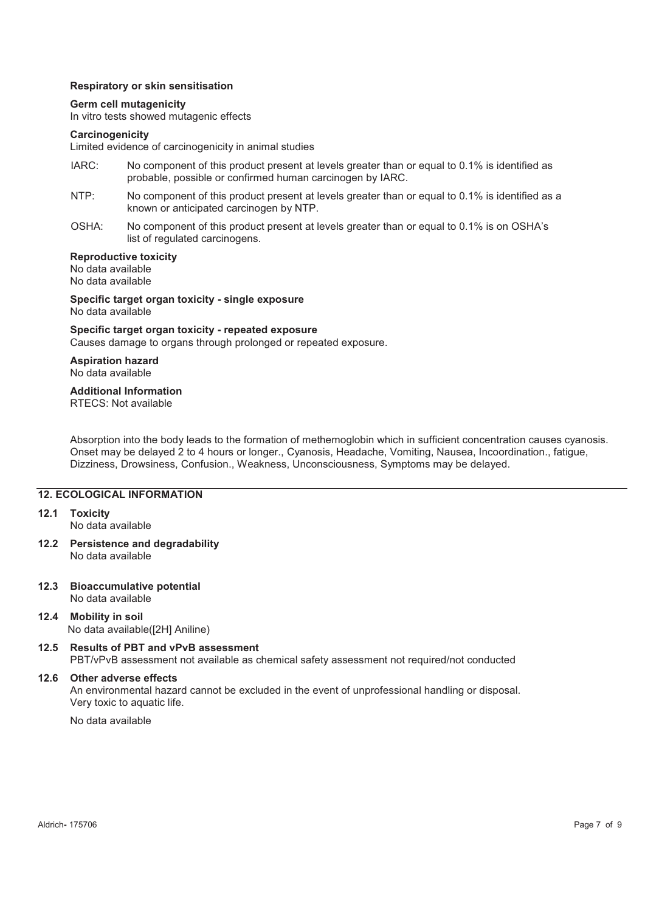**Respiratory or skin sensitisation**

**Germ cell mutagenicity**
In vitro tests showed mutagenic effects

**Carcinogenicity**
Limited evidence of carcinogenicity in animal studies

IARC: No component of this product present at levels greater than or equal to 0.1% is identified as probable, possible or confirmed human carcinogen by IARC.

NTP: No component of this product present at levels greater than or equal to 0.1% is identified as a known or anticipated carcinogen by NTP.

OSHA: No component of this product present at levels greater than or equal to 0.1% is on OSHA's list of regulated carcinogens.

**Reproductive toxicity**
No data available
No data available

**Specific target organ toxicity - single exposure**
No data available

**Specific target organ toxicity - repeated exposure**
Causes damage to organs through prolonged or repeated exposure.

**Aspiration hazard**
No data available

**Additional Information**
RTECS: Not available

Absorption into the body leads to the formation of methemoglobin which in sufficient concentration causes cyanosis. Onset may be delayed 2 to 4 hours or longer., Cyanosis, Headache, Vomiting, Nausea, Incoordination., fatigue, Dizziness, Drowsiness, Confusion., Weakness, Unconsciousness, Symptoms may be delayed.

## 12. ECOLOGICAL INFORMATION

**12.1 Toxicity**
No data available

**12.2 Persistence and degradability**
No data available

**12.3 Bioaccumulative potential**
No data available

**12.4 Mobility in soil**
No data available([2H] Aniline)

**12.5 Results of PBT and vPvB assessment**
PBT/vPvB assessment not available as chemical safety assessment not required/not conducted

**12.6 Other adverse effects**
An environmental hazard cannot be excluded in the event of unprofessional handling or disposal.
Very toxic to aquatic life.

No data available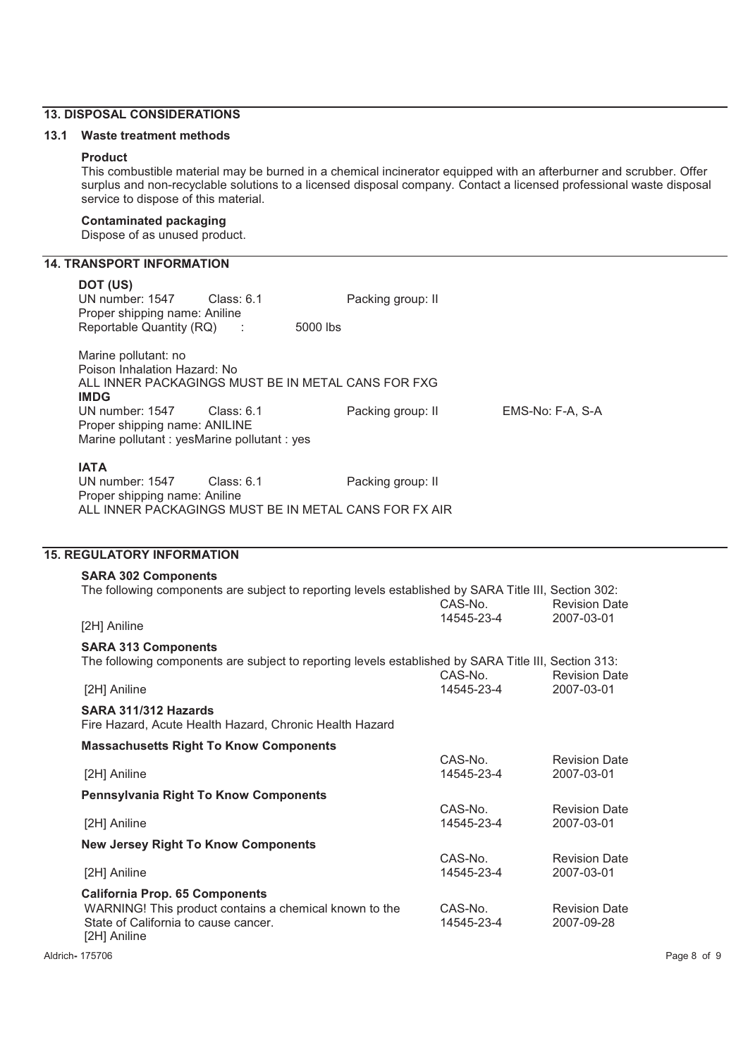## 13. DISPOSAL CONSIDERATIONS

### 13.1 Waste treatment methods

**Product**

This combustible material may be burned in a chemical incinerator equipped with an afterburner and scrubber. Offer surplus and non-recyclable solutions to a licensed disposal company. Contact a licensed professional waste disposal service to dispose of this material.

**Contaminated packaging**

Dispose of as unused product.

## 14. TRANSPORT INFORMATION

**DOT (US)**

UN number: 1547 Class: 6.1 Packing group: II
Proper shipping name: Aniline
Reportable Quantity (RQ) : 5000 lbs

Marine pollutant: no
Poison Inhalation Hazard: No
ALL INNER PACKAGINGS MUST BE IN METAL CANS FOR FXG

**IMDG**

UN number: 1547 Class: 6.1 Packing group: II EMS-No: F-A, S-A
Proper shipping name: ANILINE
Marine pollutant : yesMarine pollutant : yes

**IATA**

UN number: 1547 Class: 6.1 Packing group: II
Proper shipping name: Aniline
ALL INNER PACKAGINGS MUST BE IN METAL CANS FOR FX AIR

## 15. REGULATORY INFORMATION

**SARA 302 Components**

The following components are subject to reporting levels established by SARA Title III, Section 302:

| | CAS-No. | Revision Date |
|---|---|---|
| [2H] Aniline | 14545-23-4 | 2007-03-01 |

**SARA 313 Components**

The following components are subject to reporting levels established by SARA Title III, Section 313:

| | CAS-No. | Revision Date |
|---|---|---|
| [2H] Aniline | 14545-23-4 | 2007-03-01 |

**SARA 311/312 Hazards**

Fire Hazard, Acute Health Hazard, Chronic Health Hazard

**Massachusetts Right To Know Components**

| | CAS-No. | Revision Date |
|---|---|---|
| [2H] Aniline | 14545-23-4 | 2007-03-01 |

**Pennsylvania Right To Know Components**

| | CAS-No. | Revision Date |
|---|---|---|
| [2H] Aniline | 14545-23-4 | 2007-03-01 |

**New Jersey Right To Know Components**

| | CAS-No. | Revision Date |
|---|---|---|
| [2H] Aniline | 14545-23-4 | 2007-03-01 |

**California Prop. 65 Components**

| | CAS-No. | Revision Date |
|---|---|---|
| WARNING! This product contains a chemical known to the State of California to cause cancer. [2H] Aniline | 14545-23-4 | 2007-09-28 |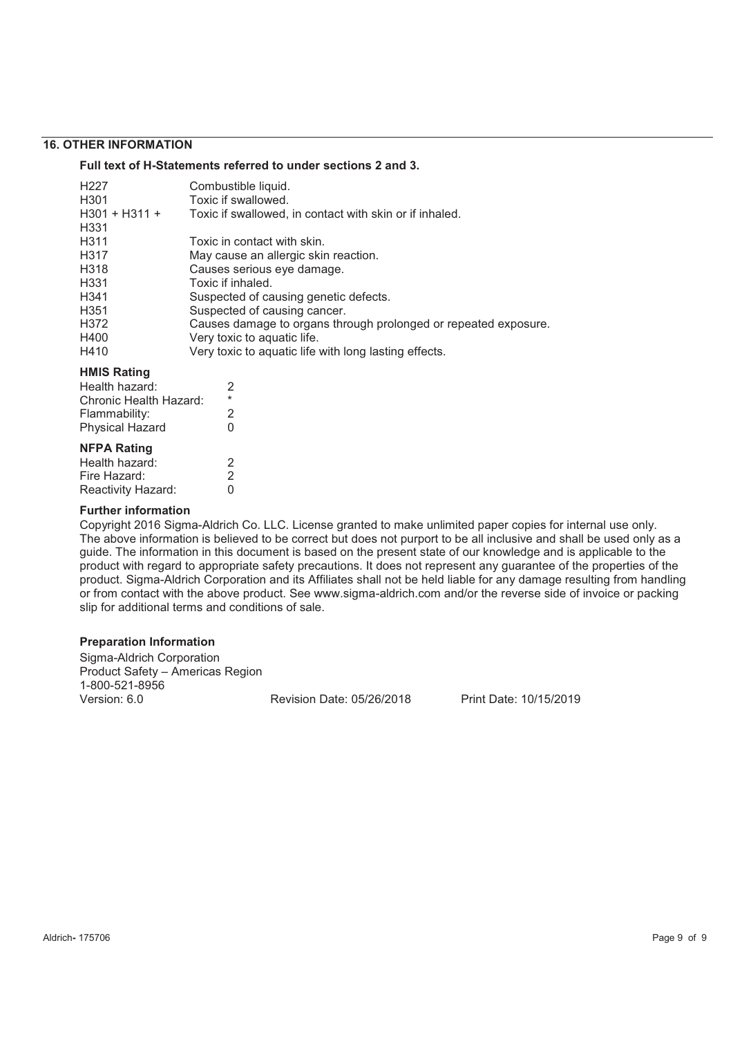## 16. OTHER INFORMATION

### Full text of H-Statements referred to under sections 2 and 3.

| | |
|---|---|
| H227 | Combustible liquid. |
| H301 | Toxic if swallowed. |
| H301 + H311 + H331 | Toxic if swallowed, in contact with skin or if inhaled. |
| H311 | Toxic in contact with skin. |
| H317 | May cause an allergic skin reaction. |
| H318 | Causes serious eye damage. |
| H331 | Toxic if inhaled. |
| H341 | Suspected of causing genetic defects. |
| H351 | Suspected of causing cancer. |
| H372 | Causes damage to organs through prolonged or repeated exposure. |
| H400 | Very toxic to aquatic life. |
| H410 | Very toxic to aquatic life with long lasting effects. |

### HMIS Rating

| | |
|---|---|
| Health hazard: | 2 |
| Chronic Health Hazard: | * |
| Flammability: | 2 |
| Physical Hazard | 0 |

### NFPA Rating

| | |
|---|---|
| Health hazard: | 2 |
| Fire Hazard: | 2 |
| Reactivity Hazard: | 0 |

### Further information

Copyright 2016 Sigma-Aldrich Co. LLC. License granted to make unlimited paper copies for internal use only. The above information is believed to be correct but does not purport to be all inclusive and shall be used only as a guide. The information in this document is based on the present state of our knowledge and is applicable to the product with regard to appropriate safety precautions. It does not represent any guarantee of the properties of the product. Sigma-Aldrich Corporation and its Affiliates shall not be held liable for any damage resulting from handling or from contact with the above product. See www.sigma-aldrich.com and/or the reverse side of invoice or packing slip for additional terms and conditions of sale.

### Preparation Information

Sigma-Aldrich Corporation
Product Safety – Americas Region
1-800-521-8956
Version: 6.0 Revision Date: 05/26/2018 Print Date: 10/15/2019